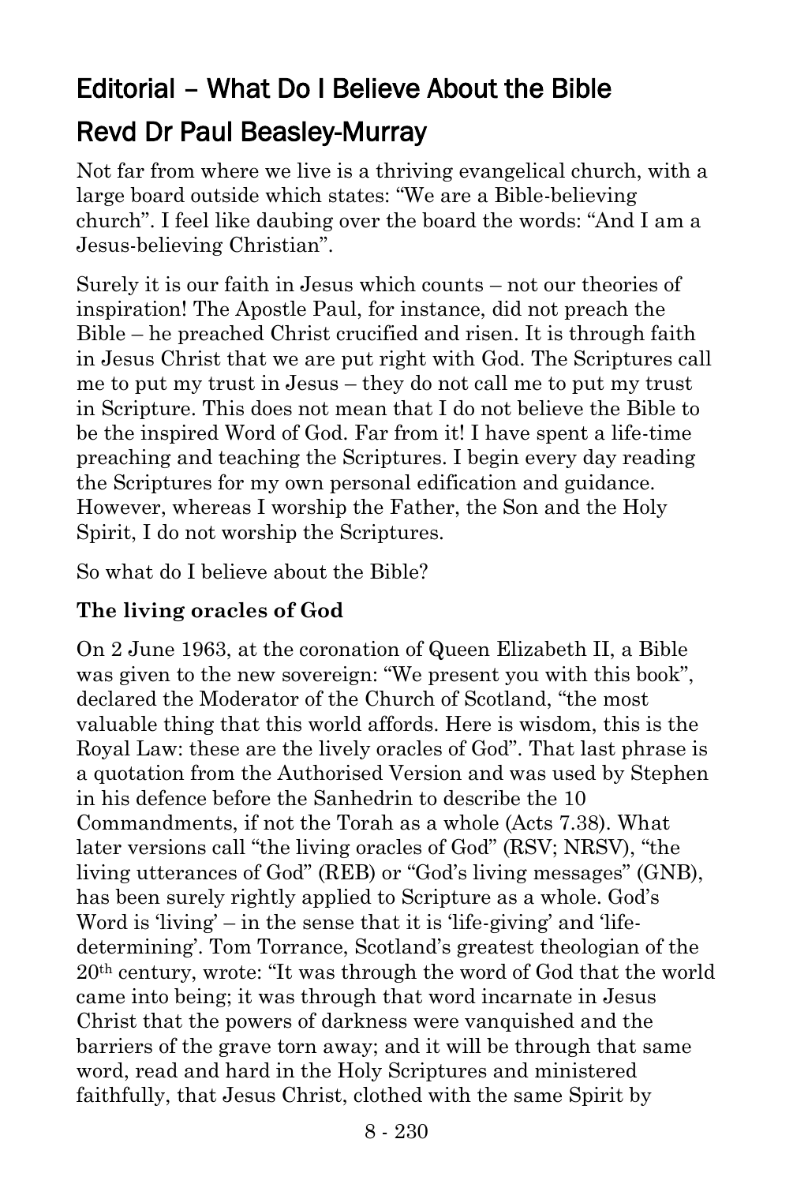# Editorial – What Do I Believe About the Bible

## Revd Dr Paul Beasley-Murray

Not far from where we live is a thriving evangelical church, with a large board outside which states: "We are a Bible-believing church". I feel like daubing over the board the words: "And I am a Jesus-believing Christian".

Surely it is our faith in Jesus which counts – not our theories of inspiration! The Apostle Paul, for instance, did not preach the Bible – he preached Christ crucified and risen. It is through faith in Jesus Christ that we are put right with God. The Scriptures call me to put my trust in Jesus – they do not call me to put my trust in Scripture. This does not mean that I do not believe the Bible to be the inspired Word of God. Far from it! I have spent a life-time preaching and teaching the Scriptures. I begin every day reading the Scriptures for my own personal edification and guidance. However, whereas I worship the Father, the Son and the Holy Spirit, I do not worship the Scriptures.

So what do I believe about the Bible?

**The living oracles of God**

On 2 June 1963, at the coronation of Queen Elizabeth II, a Bible was given to the new sovereign: "We present you with this book", declared the Moderator of the Church of Scotland, "the most valuable thing that this world affords. Here is wisdom, this is the Royal Law: these are the lively oracles of God". That last phrase is a quotation from the Authorised Version and was used by Stephen in his defence before the Sanhedrin to describe the 10 Commandments, if not the Torah as a whole (Acts 7.38). What later versions call "the living oracles of God" (RSV; NRSV), "the living utterances of God" (REB) or "God's living messages" (GNB), has been surely rightly applied to Scripture as a whole. God's Word is 'living' – in the sense that it is 'life-giving' and 'life-determining'. Tom Torrance, Scotland's greatest theologian of the 20th century, wrote: "It was through the word of God that the world came into being; it was through that word incarnate in Jesus Christ that the powers of darkness were vanquished and the barriers of the grave torn away; and it will be through that same word, read and hard in the Holy Scriptures and ministered faithfully, that Jesus Christ, clothed with the same Spirit by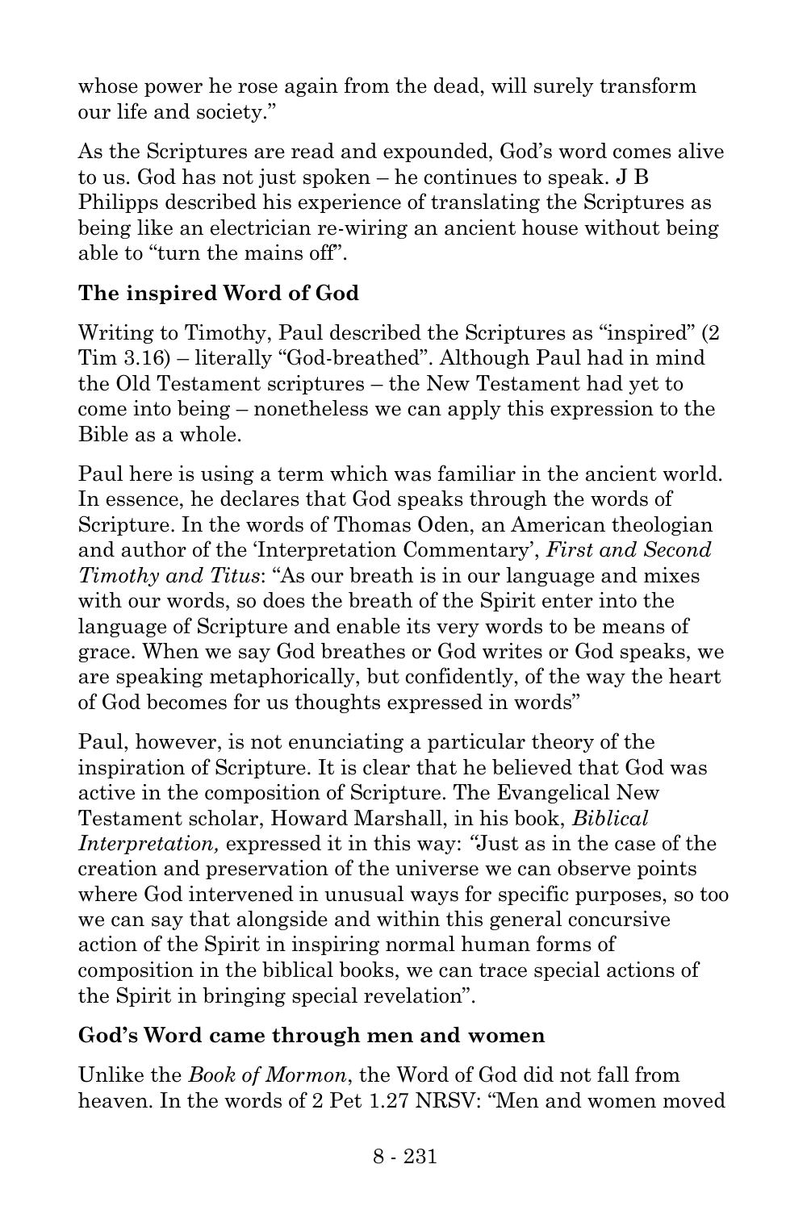whose power he rose again from the dead, will surely transform our life and society."

As the Scriptures are read and expounded, God's word comes alive to us. God has not just spoken – he continues to speak. J B Philipps described his experience of translating the Scriptures as being like an electrician re-wiring an ancient house without being able to "turn the mains off".

### The inspired Word of God

Writing to Timothy, Paul described the Scriptures as "inspired" (2 Tim 3.16) – literally "God-breathed". Although Paul had in mind the Old Testament scriptures – the New Testament had yet to come into being – nonetheless we can apply this expression to the Bible as a whole.

Paul here is using a term which was familiar in the ancient world. In essence, he declares that God speaks through the words of Scripture. In the words of Thomas Oden, an American theologian and author of the 'Interpretation Commentary', *First and Second Timothy and Titus*: "As our breath is in our language and mixes with our words, so does the breath of the Spirit enter into the language of Scripture and enable its very words to be means of grace. When we say God breathes or God writes or God speaks, we are speaking metaphorically, but confidently, of the way the heart of God becomes for us thoughts expressed in words"

Paul, however, is not enunciating a particular theory of the inspiration of Scripture. It is clear that he believed that God was active in the composition of Scripture. The Evangelical New Testament scholar, Howard Marshall, in his book, *Biblical Interpretation,* expressed it in this way: "Just as in the case of the creation and preservation of the universe we can observe points where God intervened in unusual ways for specific purposes, so too we can say that alongside and within this general concursive action of the Spirit in inspiring normal human forms of composition in the biblical books, we can trace special actions of the Spirit in bringing special revelation".

### God's Word came through men and women

Unlike the *Book of Mormon*, the Word of God did not fall from heaven. In the words of 2 Pet 1.27 NRSV: "Men and women moved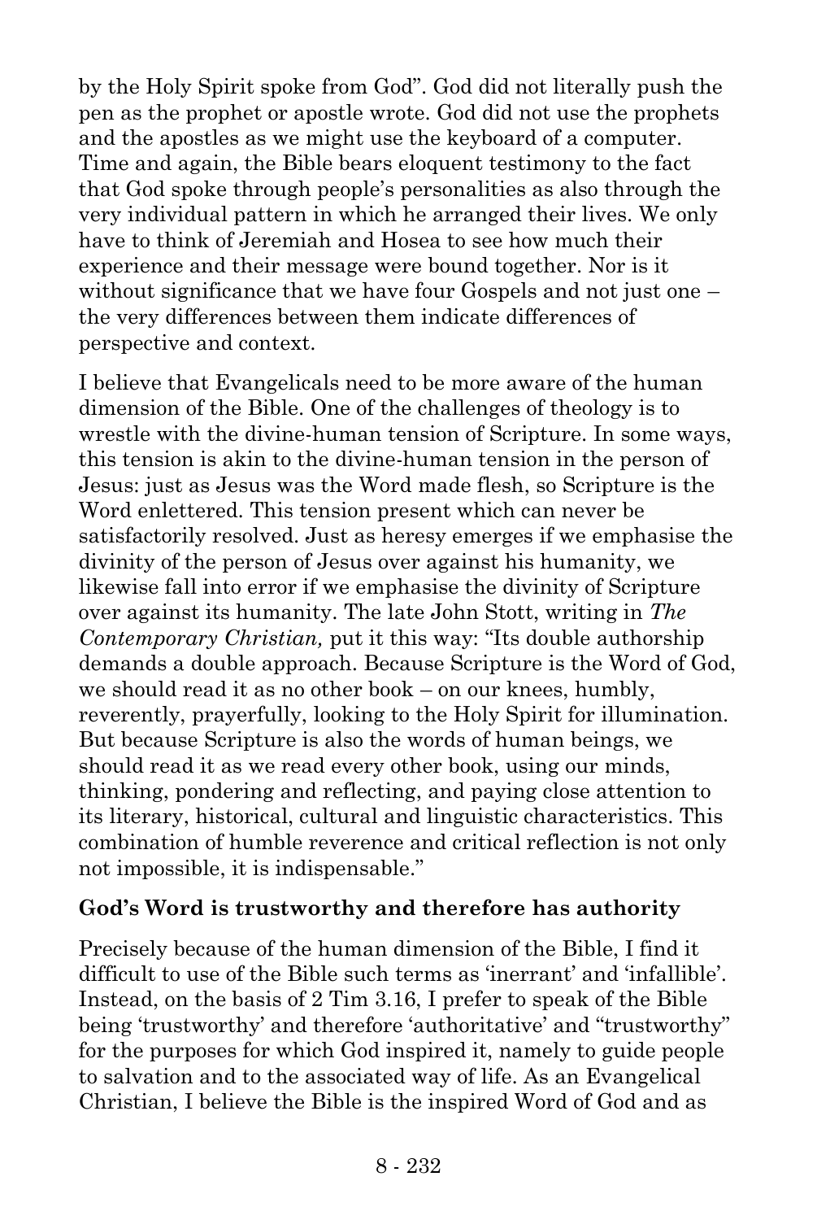by the Holy Spirit spoke from God". God did not literally push the pen as the prophet or apostle wrote. God did not use the prophets and the apostles as we might use the keyboard of a computer. Time and again, the Bible bears eloquent testimony to the fact that God spoke through people's personalities as also through the very individual pattern in which he arranged their lives. We only have to think of Jeremiah and Hosea to see how much their experience and their message were bound together. Nor is it without significance that we have four Gospels and not just one – the very differences between them indicate differences of perspective and context.

I believe that Evangelicals need to be more aware of the human dimension of the Bible. One of the challenges of theology is to wrestle with the divine-human tension of Scripture. In some ways, this tension is akin to the divine-human tension in the person of Jesus: just as Jesus was the Word made flesh, so Scripture is the Word enlettered. This tension present which can never be satisfactorily resolved. Just as heresy emerges if we emphasise the divinity of the person of Jesus over against his humanity, we likewise fall into error if we emphasise the divinity of Scripture over against its humanity. The late John Stott, writing in *The Contemporary Christian,* put it this way: "Its double authorship demands a double approach. Because Scripture is the Word of God, we should read it as no other book – on our knees, humbly, reverently, prayerfully, looking to the Holy Spirit for illumination. But because Scripture is also the words of human beings, we should read it as we read every other book, using our minds, thinking, pondering and reflecting, and paying close attention to its literary, historical, cultural and linguistic characteristics. This combination of humble reverence and critical reflection is not only not impossible, it is indispensable."

**God's Word is trustworthy and therefore has authority**

Precisely because of the human dimension of the Bible, I find it difficult to use of the Bible such terms as 'inerrant' and 'infallible'. Instead, on the basis of 2 Tim 3.16, I prefer to speak of the Bible being 'trustworthy' and therefore 'authoritative' and "trustworthy" for the purposes for which God inspired it, namely to guide people to salvation and to the associated way of life. As an Evangelical Christian, I believe the Bible is the inspired Word of God and as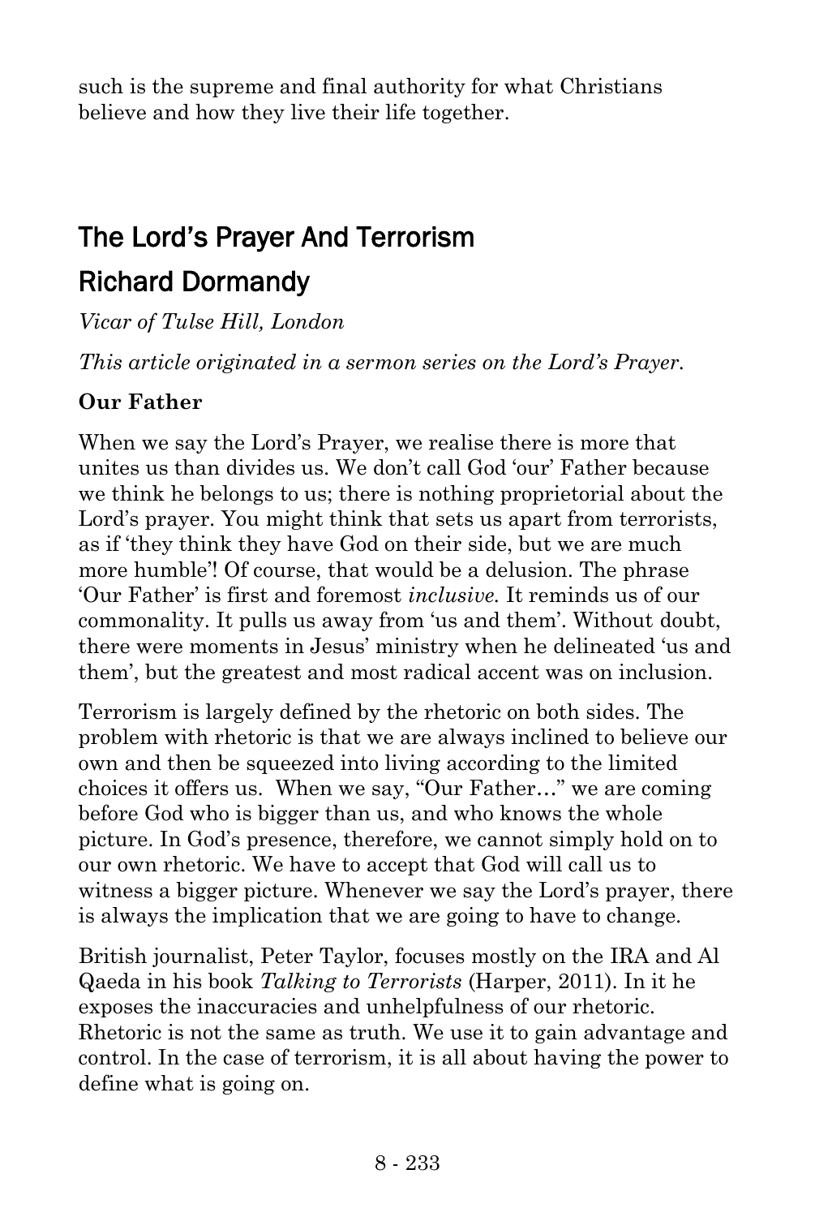such is the supreme and final authority for what Christians believe and how they live their life together.

## The Lord's Prayer And Terrorism

## Richard Dormandy

*Vicar of Tulse Hill, London*

*This article originated in a sermon series on the Lord's Prayer.*

**Our Father**

When we say the Lord's Prayer, we realise there is more that unites us than divides us. We don't call God 'our' Father because we think he belongs to us; there is nothing proprietorial about the Lord's prayer. You might think that sets us apart from terrorists, as if 'they think they have God on their side, but we are much more humble'! Of course, that would be a delusion. The phrase 'Our Father' is first and foremost *inclusive.* It reminds us of our commonality. It pulls us away from 'us and them'. Without doubt, there were moments in Jesus' ministry when he delineated 'us and them', but the greatest and most radical accent was on inclusion.

Terrorism is largely defined by the rhetoric on both sides. The problem with rhetoric is that we are always inclined to believe our own and then be squeezed into living according to the limited choices it offers us. When we say, "Our Father…" we are coming before God who is bigger than us, and who knows the whole picture. In God's presence, therefore, we cannot simply hold on to our own rhetoric. We have to accept that God will call us to witness a bigger picture. Whenever we say the Lord's prayer, there is always the implication that we are going to have to change.

British journalist, Peter Taylor, focuses mostly on the IRA and Al Qaeda in his book *Talking to Terrorists* (Harper, 2011). In it he exposes the inaccuracies and unhelpfulness of our rhetoric. Rhetoric is not the same as truth. We use it to gain advantage and control. In the case of terrorism, it is all about having the power to define what is going on.